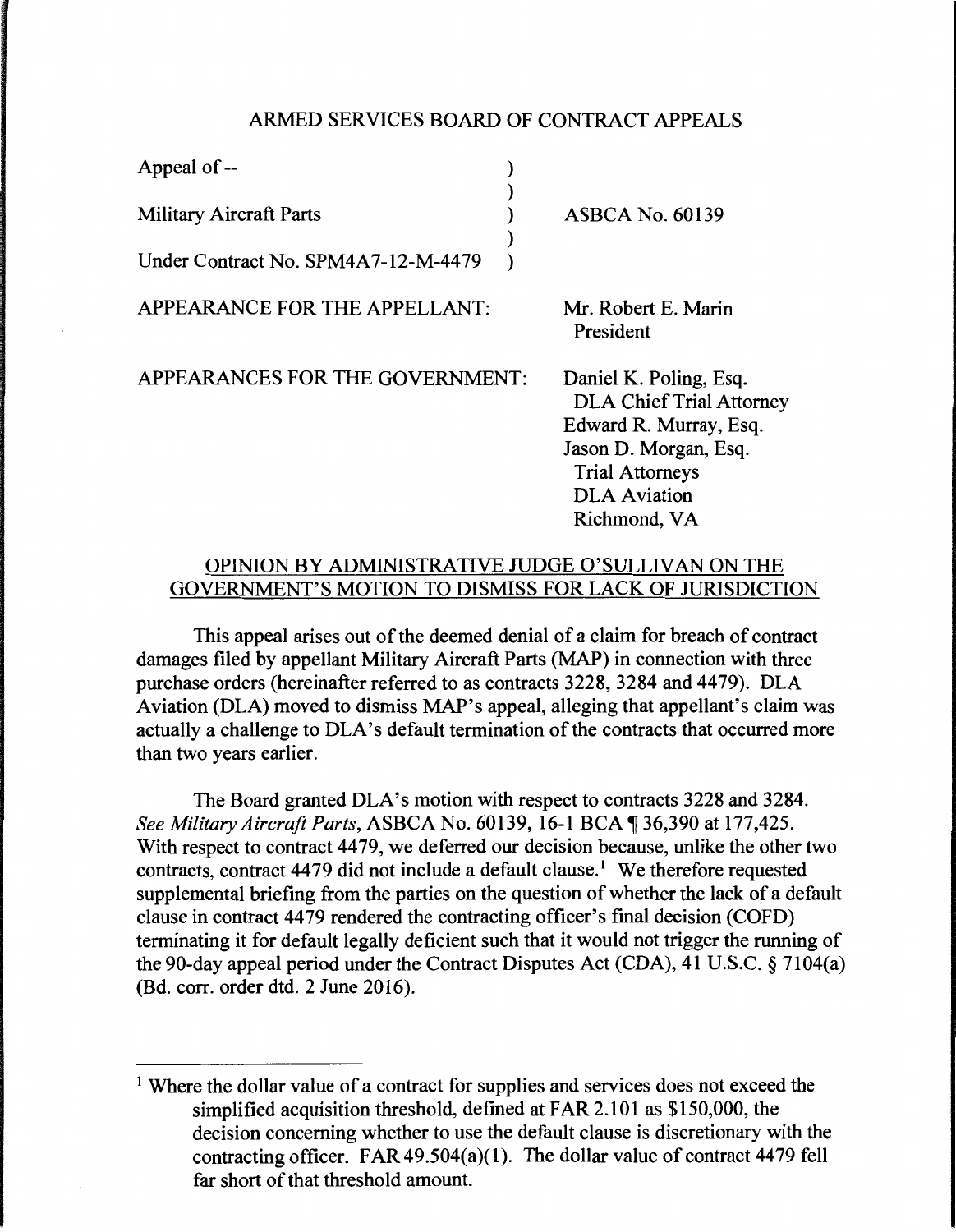ARMED SERVICES BOARD OF CONTRACT APPEALS

| | | |
|---|---|---|
| Appeal of -- | ) | |
| | ) | |
| Military Aircraft Parts | ) | ASBCA No. 60139 |
| | ) | |
| Under Contract No. SPM4A7-12-M-4479 | ) | |

APPEARANCE FOR THE APPELLANT: Mr. Robert E. Marin
President

APPEARANCES FOR THE GOVERNMENT: Daniel K. Poling, Esq.
DLA Chief Trial Attorney
Edward R. Murray, Esq.
Jason D. Morgan, Esq.
Trial Attorneys
DLA Aviation
Richmond, VA

OPINION BY ADMINISTRATIVE JUDGE O'SULLIVAN ON THE GOVERNMENT'S MOTION TO DISMISS FOR LACK OF JURISDICTION

This appeal arises out of the deemed denial of a claim for breach of contract damages filed by appellant Military Aircraft Parts (MAP) in connection with three purchase orders (hereinafter referred to as contracts 3228, 3284 and 4479). DLA Aviation (DLA) moved to dismiss MAP's appeal, alleging that appellant's claim was actually a challenge to DLA's default termination of the contracts that occurred more than two years earlier.

The Board granted DLA's motion with respect to contracts 3228 and 3284. *See Military Aircraft Parts*, ASBCA No. 60139, 16-1 BCA ¶ 36,390 at 177,425. With respect to contract 4479, we deferred our decision because, unlike the other two contracts, contract 4479 did not include a default clause.[1] We therefore requested supplemental briefing from the parties on the question of whether the lack of a default clause in contract 4479 rendered the contracting officer's final decision (COFD) terminating it for default legally deficient such that it would not trigger the running of the 90-day appeal period under the Contract Disputes Act (CDA), 41 U.S.C. § 7104(a) (Bd. corr. order dtd. 2 June 2016).

[1] Where the dollar value of a contract for supplies and services does not exceed the simplified acquisition threshold, defined at FAR 2.101 as $150,000, the decision concerning whether to use the default clause is discretionary with the contracting officer. FAR 49.504(a)(1). The dollar value of contract 4479 fell far short of that threshold amount.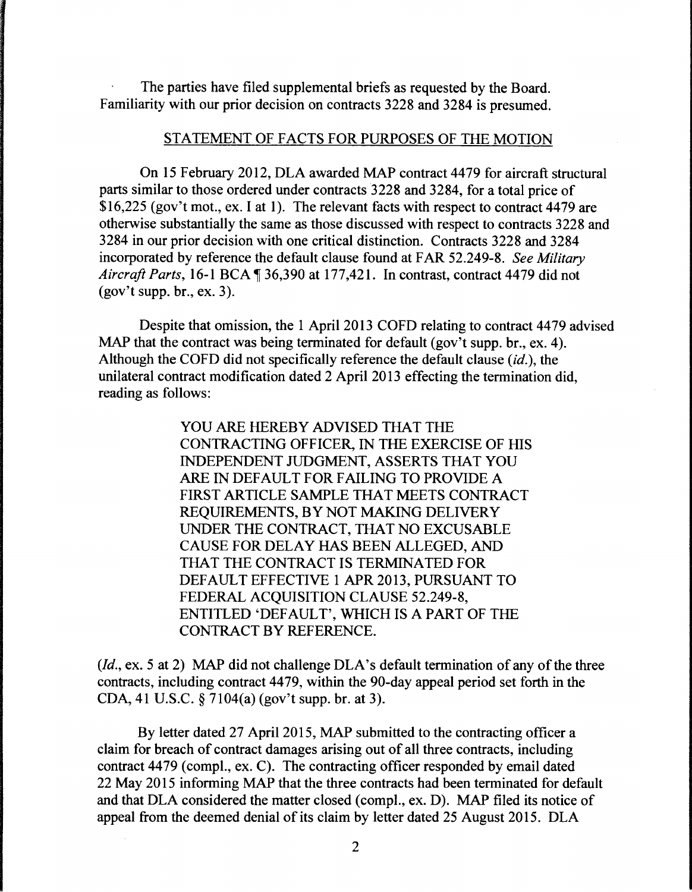The parties have filed supplemental briefs as requested by the Board. Familiarity with our prior decision on contracts 3228 and 3284 is presumed.

## STATEMENT OF FACTS FOR PURPOSES OF THE MOTION

On 15 February 2012, DLA awarded MAP contract 4479 for aircraft structural parts similar to those ordered under contracts 3228 and 3284, for a total price of $16,225 (gov't mot., ex. I at 1). The relevant facts with respect to contract 4479 are otherwise substantially the same as those discussed with respect to contracts 3228 and 3284 in our prior decision with one critical distinction. Contracts 3228 and 3284 incorporated by reference the default clause found at FAR 52.249-8. *See Military Aircraft Parts*, 16-1 BCA ¶ 36,390 at 177,421. In contrast, contract 4479 did not (gov't supp. br., ex. 3).

Despite that omission, the 1 April 2013 COFD relating to contract 4479 advised MAP that the contract was being terminated for default (gov't supp. br., ex. 4). Although the COFD did not specifically reference the default clause (*id.*), the unilateral contract modification dated 2 April 2013 effecting the termination did, reading as follows:

> YOU ARE HEREBY ADVISED THAT THE CONTRACTING OFFICER, IN THE EXERCISE OF HIS INDEPENDENT JUDGMENT, ASSERTS THAT YOU ARE IN DEFAULT FOR FAILING TO PROVIDE A FIRST ARTICLE SAMPLE THAT MEETS CONTRACT REQUIREMENTS, BY NOT MAKING DELIVERY UNDER THE CONTRACT, THAT NO EXCUSABLE CAUSE FOR DELAY HAS BEEN ALLEGED, AND THAT THE CONTRACT IS TERMINATED FOR DEFAULT EFFECTIVE 1 APR 2013, PURSUANT TO FEDERAL ACQUISITION CLAUSE 52.249-8, ENTITLED 'DEFAULT', WHICH IS A PART OF THE CONTRACT BY REFERENCE.

(*Id.*, ex. 5 at 2) MAP did not challenge DLA's default termination of any of the three contracts, including contract 4479, within the 90-day appeal period set forth in the CDA, 41 U.S.C. § 7104(a) (gov't supp. br. at 3).

By letter dated 27 April 2015, MAP submitted to the contracting officer a claim for breach of contract damages arising out of all three contracts, including contract 4479 (compl., ex. C). The contracting officer responded by email dated 22 May 2015 informing MAP that the three contracts had been terminated for default and that DLA considered the matter closed (compl., ex. D). MAP filed its notice of appeal from the deemed denial of its claim by letter dated 25 August 2015. DLA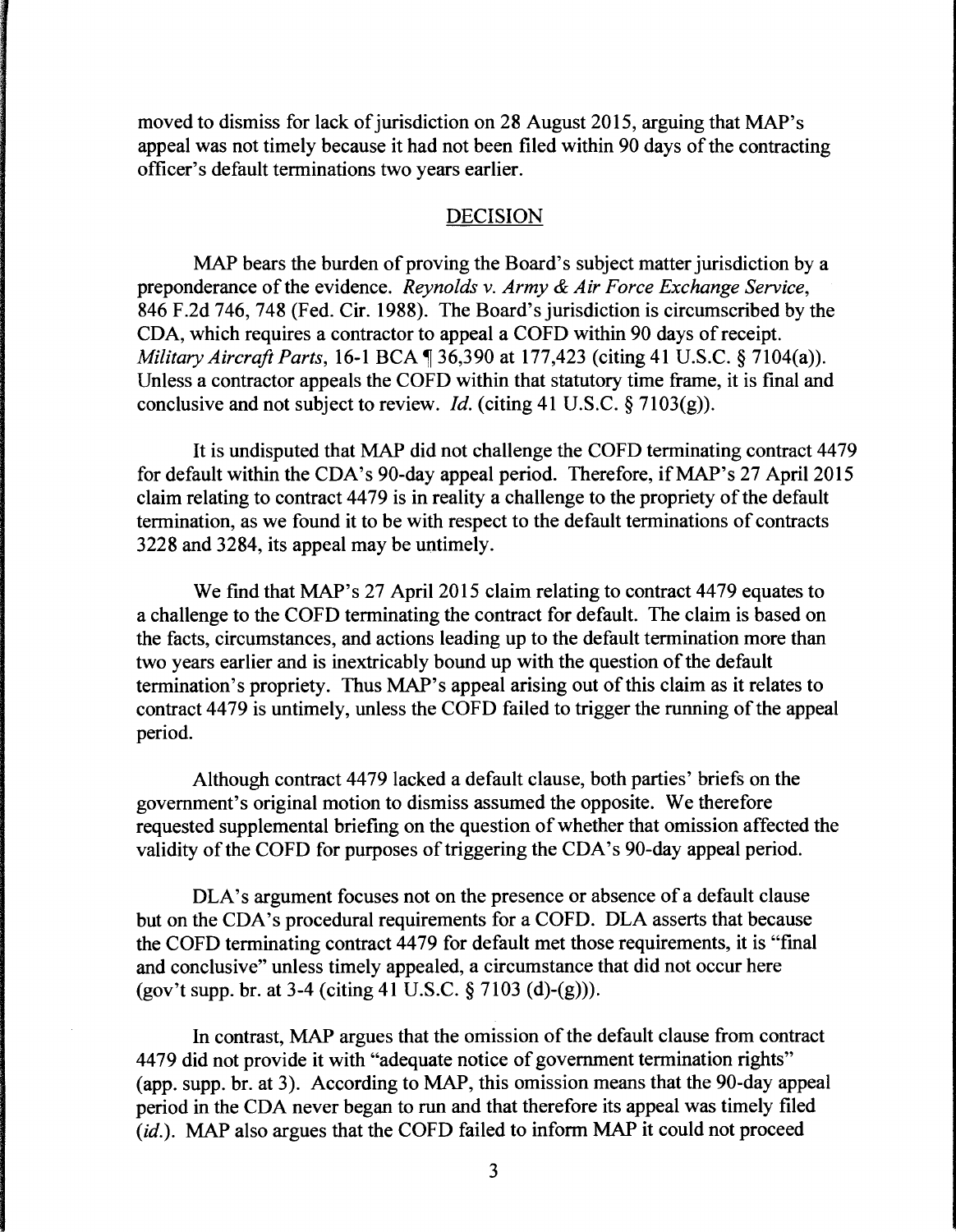moved to dismiss for lack of jurisdiction on 28 August 2015, arguing that MAP's appeal was not timely because it had not been filed within 90 days of the contracting officer's default terminations two years earlier.

## DECISION

MAP bears the burden of proving the Board's subject matter jurisdiction by a preponderance of the evidence. *Reynolds v. Army & Air Force Exchange Service*, 846 F.2d 746, 748 (Fed. Cir. 1988). The Board's jurisdiction is circumscribed by the CDA, which requires a contractor to appeal a COFD within 90 days of receipt. *Military Aircraft Parts*, 16-1 BCA ¶ 36,390 at 177,423 (citing 41 U.S.C. § 7104(a)). Unless a contractor appeals the COFD within that statutory time frame, it is final and conclusive and not subject to review. *Id.* (citing 41 U.S.C. § 7103(g)).

It is undisputed that MAP did not challenge the COFD terminating contract 4479 for default within the CDA's 90-day appeal period. Therefore, if MAP's 27 April 2015 claim relating to contract 4479 is in reality a challenge to the propriety of the default termination, as we found it to be with respect to the default terminations of contracts 3228 and 3284, its appeal may be untimely.

We find that MAP's 27 April 2015 claim relating to contract 4479 equates to a challenge to the COFD terminating the contract for default. The claim is based on the facts, circumstances, and actions leading up to the default termination more than two years earlier and is inextricably bound up with the question of the default termination's propriety. Thus MAP's appeal arising out of this claim as it relates to contract 4479 is untimely, unless the COFD failed to trigger the running of the appeal period.

Although contract 4479 lacked a default clause, both parties' briefs on the government's original motion to dismiss assumed the opposite. We therefore requested supplemental briefing on the question of whether that omission affected the validity of the COFD for purposes of triggering the CDA's 90-day appeal period.

DLA's argument focuses not on the presence or absence of a default clause but on the CDA's procedural requirements for a COFD. DLA asserts that because the COFD terminating contract 4479 for default met those requirements, it is "final and conclusive" unless timely appealed, a circumstance that did not occur here (gov't supp. br. at 3-4 (citing 41 U.S.C. § 7103 (d)-(g))).

In contrast, MAP argues that the omission of the default clause from contract 4479 did not provide it with "adequate notice of government termination rights" (app. supp. br. at 3). According to MAP, this omission means that the 90-day appeal period in the CDA never began to run and that therefore its appeal was timely filed (*id.*). MAP also argues that the COFD failed to inform MAP it could not proceed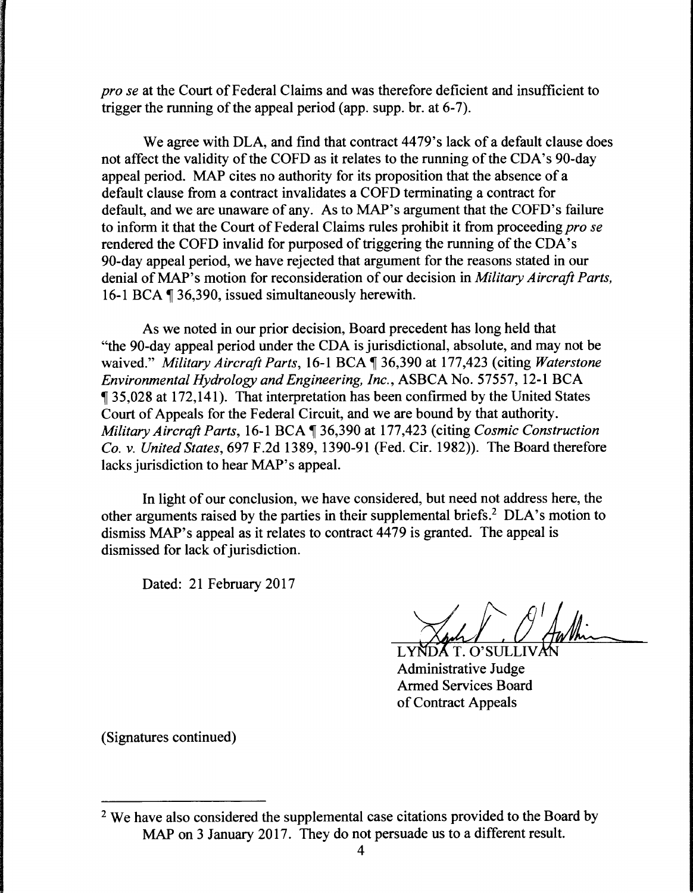*pro se* at the Court of Federal Claims and was therefore deficient and insufficient to trigger the running of the appeal period (app. supp. br. at 6-7).

We agree with DLA, and find that contract 4479's lack of a default clause does not affect the validity of the COFD as it relates to the running of the CDA's 90-day appeal period. MAP cites no authority for its proposition that the absence of a default clause from a contract invalidates a COFD terminating a contract for default, and we are unaware of any. As to MAP's argument that the COFD's failure to inform it that the Court of Federal Claims rules prohibit it from proceeding *pro se* rendered the COFD invalid for purposed of triggering the running of the CDA's 90-day appeal period, we have rejected that argument for the reasons stated in our denial of MAP's motion for reconsideration of our decision in *Military Aircraft Parts*, 16-1 BCA ¶ 36,390, issued simultaneously herewith.

As we noted in our prior decision, Board precedent has long held that "the 90-day appeal period under the CDA is jurisdictional, absolute, and may not be waived." *Military Aircraft Parts*, 16-1 BCA ¶ 36,390 at 177,423 (citing *Waterstone Environmental Hydrology and Engineering, Inc.*, ASBCA No. 57557, 12-1 BCA ¶ 35,028 at 172,141). That interpretation has been confirmed by the United States Court of Appeals for the Federal Circuit, and we are bound by that authority. *Military Aircraft Parts*, 16-1 BCA ¶ 36,390 at 177,423 (citing *Cosmic Construction Co. v. United States*, 697 F.2d 1389, 1390-91 (Fed. Cir. 1982)). The Board therefore lacks jurisdiction to hear MAP's appeal.

In light of our conclusion, we have considered, but need not address here, the other arguments raised by the parties in their supplemental briefs.[2] DLA's motion to dismiss MAP's appeal as it relates to contract 4479 is granted. The appeal is dismissed for lack of jurisdiction.

Dated: 21 February 2017

LYNDA T. O'SULLIVAN
Administrative Judge
Armed Services Board
of Contract Appeals

(Signatures continued)

---

[2] We have also considered the supplemental case citations provided to the Board by MAP on 3 January 2017. They do not persuade us to a different result.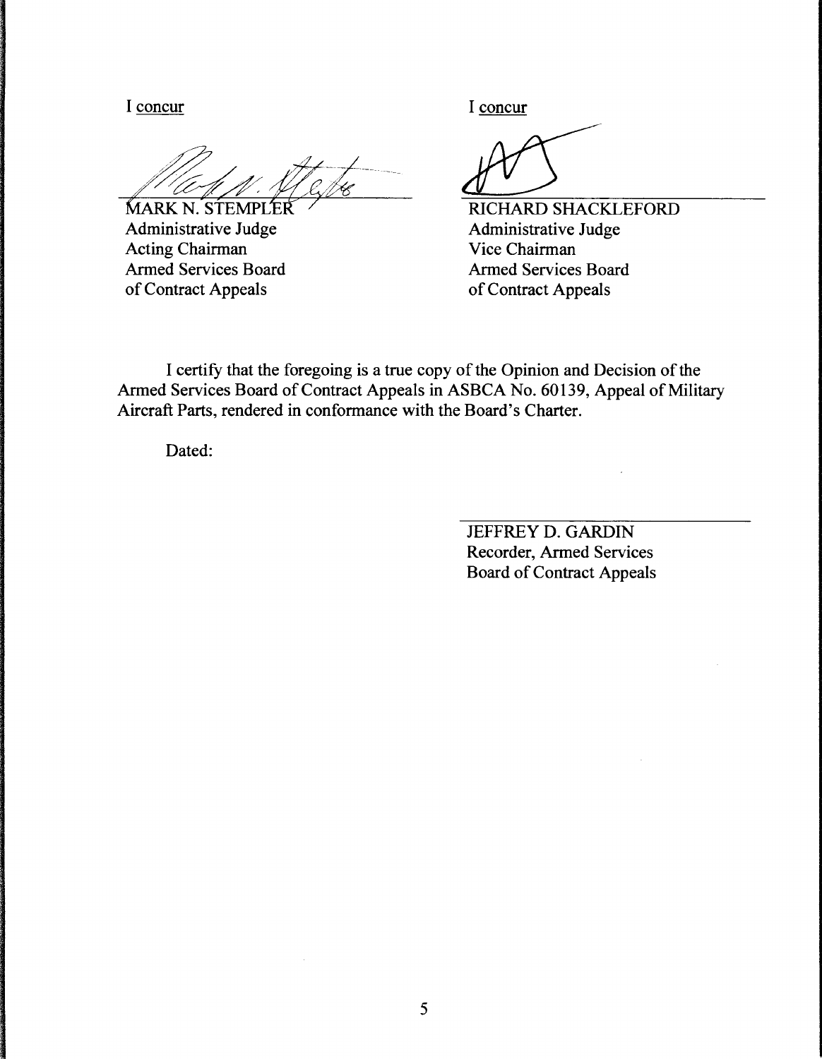I concur

MARK N. STEMPLER
Administrative Judge
Acting Chairman
Armed Services Board
of Contract Appeals

I concur

RICHARD SHACKLEFORD
Administrative Judge
Vice Chairman
Armed Services Board
of Contract Appeals

I certify that the foregoing is a true copy of the Opinion and Decision of the Armed Services Board of Contract Appeals in ASBCA No. 60139, Appeal of Military Aircraft Parts, rendered in conformance with the Board's Charter.

Dated:

JEFFREY D. GARDIN
Recorder, Armed Services
Board of Contract Appeals